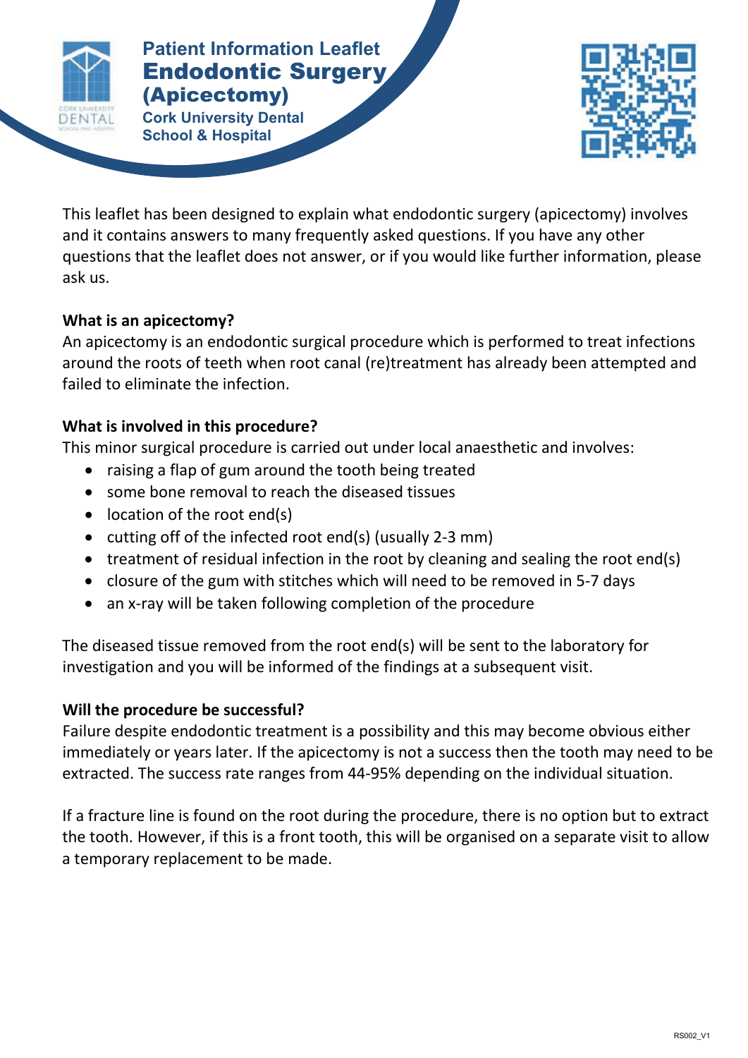# Patient Information Leaflet
# Endodontic Surgery (Apicectomy)

**Cork University Dental School & Hospital**

This leaflet has been designed to explain what endodontic surgery (apicectomy) involves and it contains answers to many frequently asked questions. If you have any other questions that the leaflet does not answer, or if you would like further information, please ask us.

**What is an apicectomy?**

An apicectomy is an endodontic surgical procedure which is performed to treat infections around the roots of teeth when root canal (re)treatment has already been attempted and failed to eliminate the infection.

**What is involved in this procedure?**

This minor surgical procedure is carried out under local anaesthetic and involves:

- raising a flap of gum around the tooth being treated
- some bone removal to reach the diseased tissues
- location of the root end(s)
- cutting off of the infected root end(s) (usually 2-3 mm)
- treatment of residual infection in the root by cleaning and sealing the root end(s)
- closure of the gum with stitches which will need to be removed in 5-7 days
- an x-ray will be taken following completion of the procedure

The diseased tissue removed from the root end(s) will be sent to the laboratory for investigation and you will be informed of the findings at a subsequent visit.

**Will the procedure be successful?**

Failure despite endodontic treatment is a possibility and this may become obvious either immediately or years later. If the apicectomy is not a success then the tooth may need to be extracted. The success rate ranges from 44-95% depending on the individual situation.

If a fracture line is found on the root during the procedure, there is no option but to extract the tooth. However, if this is a front tooth, this will be organised on a separate visit to allow a temporary replacement to be made.

RS002_V1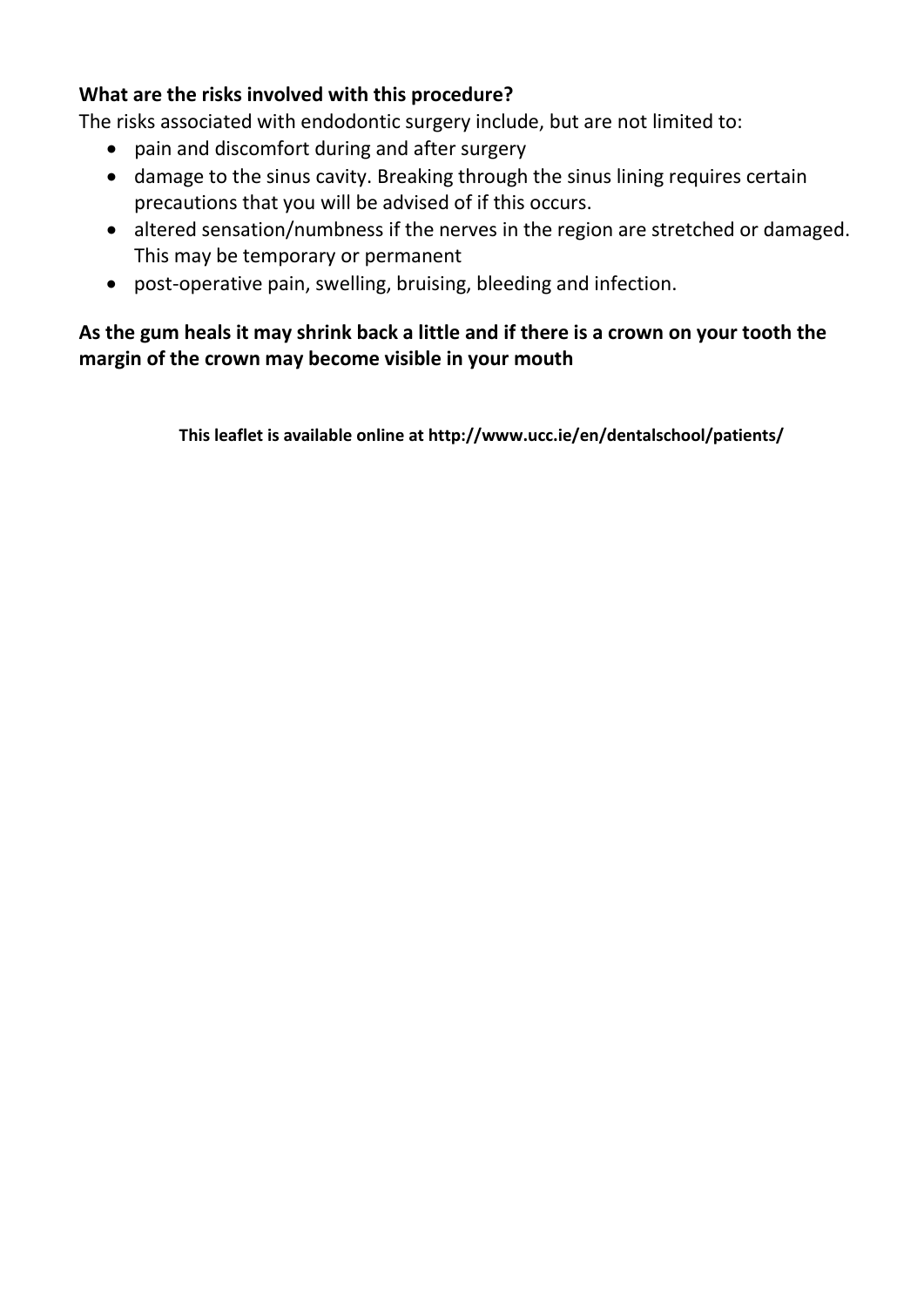### What are the risks involved with this procedure?

The risks associated with endodontic surgery include, but are not limited to:

- pain and discomfort during and after surgery
- damage to the sinus cavity. Breaking through the sinus lining requires certain precautions that you will be advised of if this occurs.
- altered sensation/numbness if the nerves in the region are stretched or damaged. This may be temporary or permanent
- post-operative pain, swelling, bruising, bleeding and infection.

**As the gum heals it may shrink back a little and if there is a crown on your tooth the margin of the crown may become visible in your mouth**

**This leaflet is available online at http://www.ucc.ie/en/dentalschool/patients/**